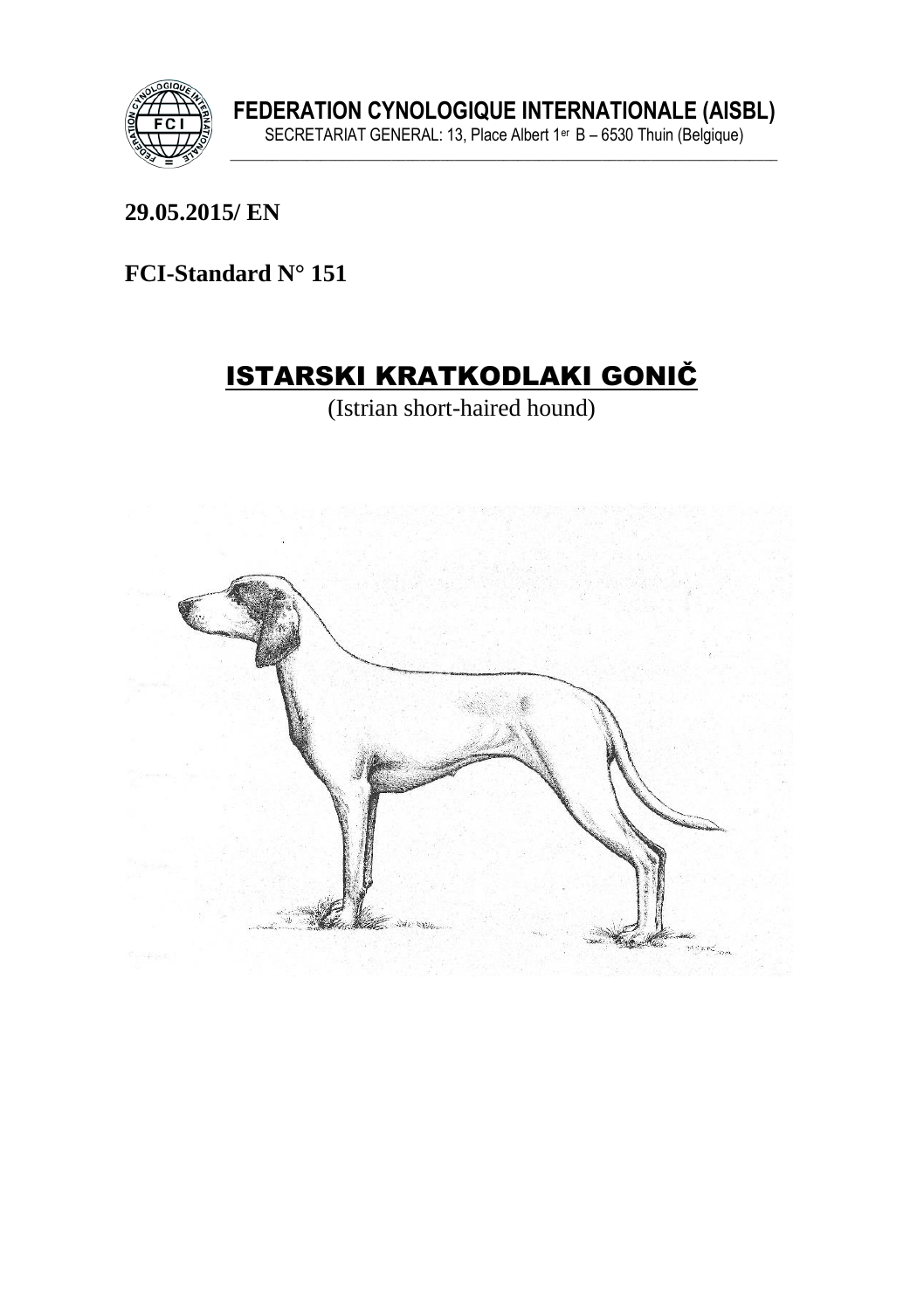**FEDERATION CYNOLOGIQUE INTERNATIONALE (AISBL)**
SECRETARIAT GENERAL: 13, Place Albert 1er B – 6530 Thuin (Belgique)

**29.05.2015/ EN**

**FCI-Standard N° 151**

# ISTARSKI KRATKODLAKI GONIČ

(Istrian short-haired hound)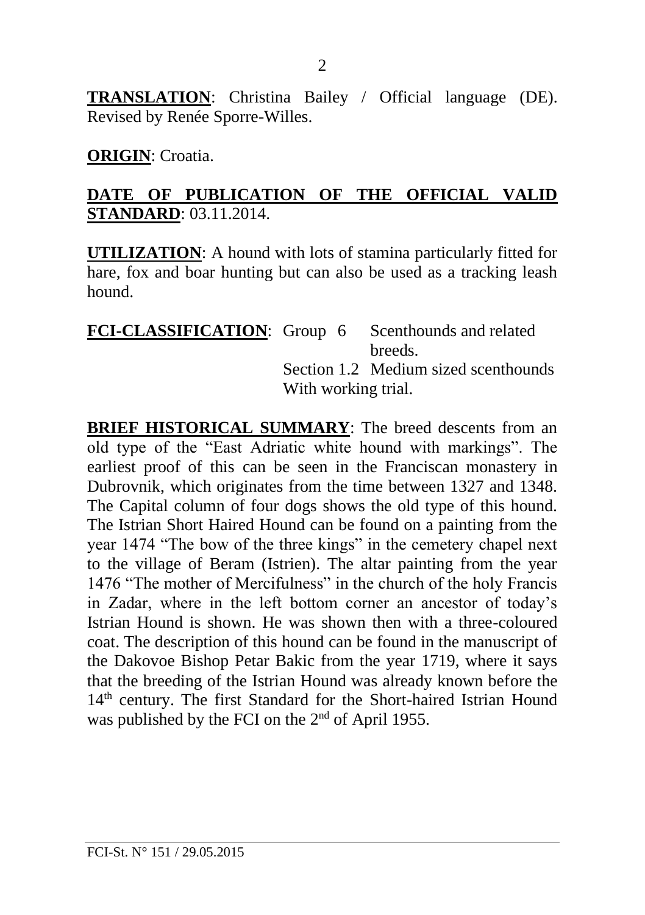**TRANSLATION**: Christina Bailey / Official language (DE). Revised by Renée Sporre-Willes.

**ORIGIN**: Croatia.

**DATE OF PUBLICATION OF THE OFFICIAL VALID STANDARD**: 03.11.2014.

**UTILIZATION**: A hound with lots of stamina particularly fitted for hare, fox and boar hunting but can also be used as a tracking leash hound.

**FCI-CLASSIFICATION**: Group 6 Scenthounds and related breeds.
Section 1.2 Medium sized scenthounds
With working trial.

**BRIEF HISTORICAL SUMMARY**: The breed descents from an old type of the "East Adriatic white hound with markings". The earliest proof of this can be seen in the Franciscan monastery in Dubrovnik, which originates from the time between 1327 and 1348. The Capital column of four dogs shows the old type of this hound. The Istrian Short Haired Hound can be found on a painting from the year 1474 "The bow of the three kings" in the cemetery chapel next to the village of Beram (Istrien). The altar painting from the year 1476 "The mother of Mercifulness" in the church of the holy Francis in Zadar, where in the left bottom corner an ancestor of today's Istrian Hound is shown. He was shown then with a three-coloured coat. The description of this hound can be found in the manuscript of the Dakovoe Bishop Petar Bakic from the year 1719, where it says that the breeding of the Istrian Hound was already known before the 14th century. The first Standard for the Short-haired Istrian Hound was published by the FCI on the 2nd of April 1955.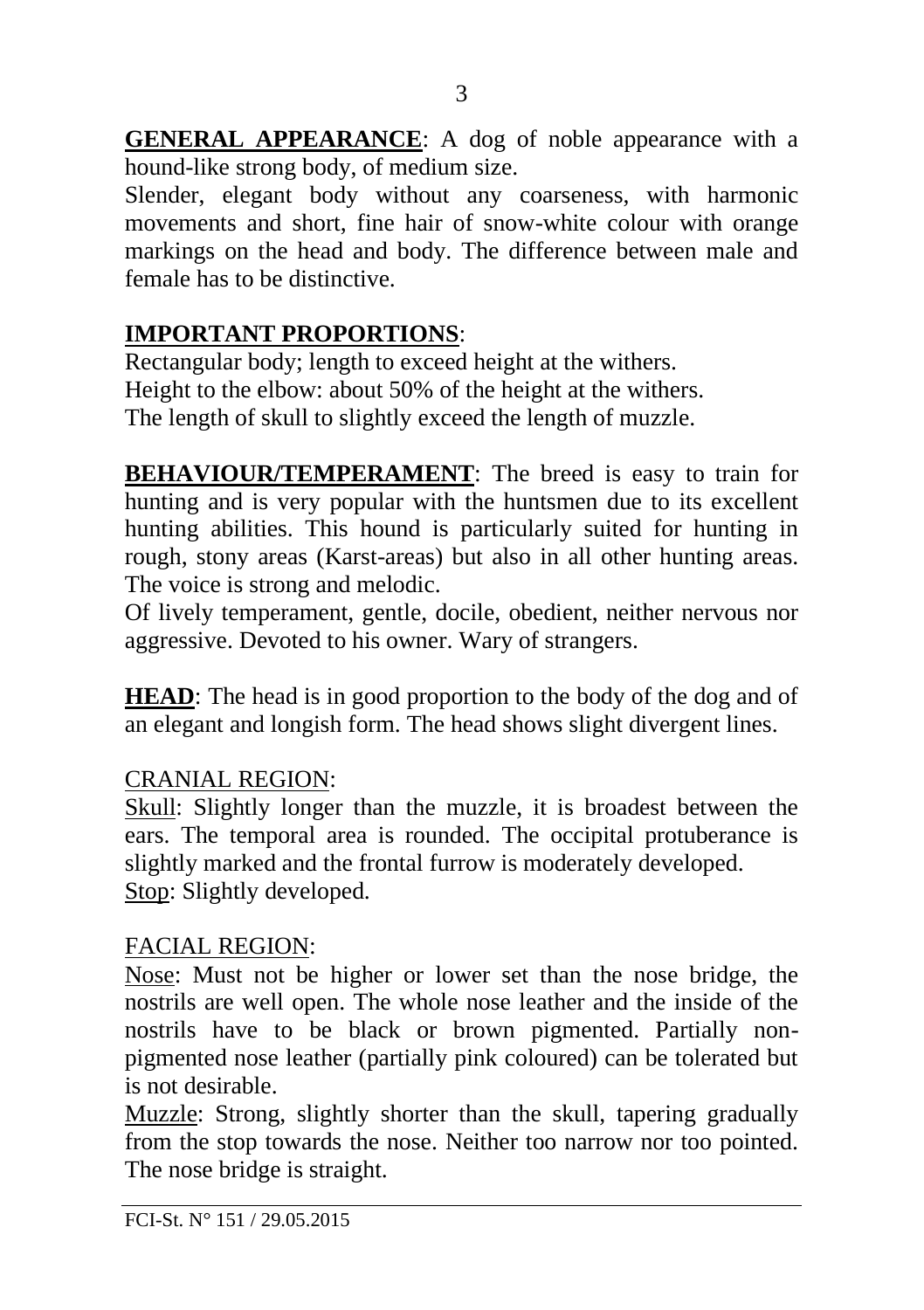**GENERAL APPEARANCE**: A dog of noble appearance with a hound-like strong body, of medium size.
Slender, elegant body without any coarseness, with harmonic movements and short, fine hair of snow-white colour with orange markings on the head and body. The difference between male and female has to be distinctive.

**IMPORTANT PROPORTIONS**:
Rectangular body; length to exceed height at the withers.
Height to the elbow: about 50% of the height at the withers.
The length of skull to slightly exceed the length of muzzle.

**BEHAVIOUR/TEMPERAMENT**: The breed is easy to train for hunting and is very popular with the huntsmen due to its excellent hunting abilities. This hound is particularly suited for hunting in rough, stony areas (Karst-areas) but also in all other hunting areas. The voice is strong and melodic.
Of lively temperament, gentle, docile, obedient, neither nervous nor aggressive. Devoted to his owner. Wary of strangers.

**HEAD**: The head is in good proportion to the body of the dog and of an elegant and longish form. The head shows slight divergent lines.

CRANIAL REGION:
Skull: Slightly longer than the muzzle, it is broadest between the ears. The temporal area is rounded. The occipital protuberance is slightly marked and the frontal furrow is moderately developed.
Stop: Slightly developed.

FACIAL REGION:
Nose: Must not be higher or lower set than the nose bridge, the nostrils are well open. The whole nose leather and the inside of the nostrils have to be black or brown pigmented. Partially non-pigmented nose leather (partially pink coloured) can be tolerated but is not desirable.
Muzzle: Strong, slightly shorter than the skull, tapering gradually from the stop towards the nose. Neither too narrow nor too pointed. The nose bridge is straight.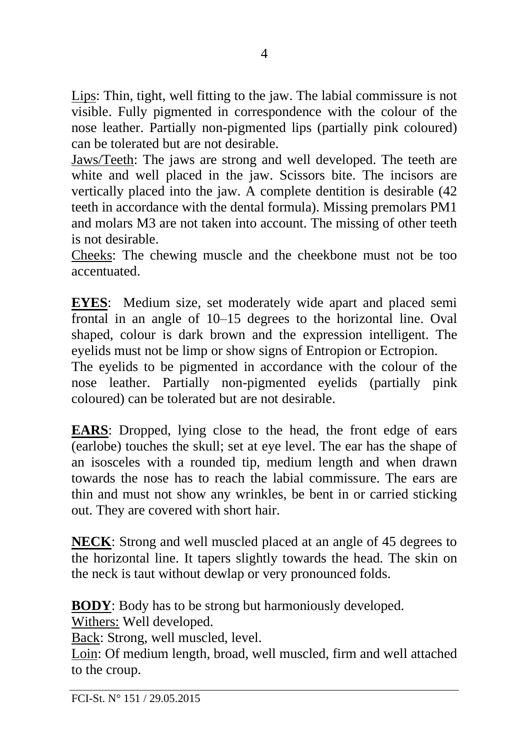Lips: Thin, tight, well fitting to the jaw. The labial commissure is not visible. Fully pigmented in correspondence with the colour of the nose leather. Partially non-pigmented lips (partially pink coloured) can be tolerated but are not desirable.

Jaws/Teeth: The jaws are strong and well developed. The teeth are white and well placed in the jaw. Scissors bite. The incisors are vertically placed into the jaw. A complete dentition is desirable (42 teeth in accordance with the dental formula). Missing premolars PM1 and molars M3 are not taken into account. The missing of other teeth is not desirable.

Cheeks: The chewing muscle and the cheekbone must not be too accentuated.

**EYES**: Medium size, set moderately wide apart and placed semi frontal in an angle of 10–15 degrees to the horizontal line. Oval shaped, colour is dark brown and the expression intelligent. The eyelids must not be limp or show signs of Entropion or Ectropion.
The eyelids to be pigmented in accordance with the colour of the nose leather. Partially non-pigmented eyelids (partially pink coloured) can be tolerated but are not desirable.

**EARS**: Dropped, lying close to the head, the front edge of ears (earlobe) touches the skull; set at eye level. The ear has the shape of an isosceles with a rounded tip, medium length and when drawn towards the nose has to reach the labial commissure. The ears are thin and must not show any wrinkles, be bent in or carried sticking out. They are covered with short hair.

**NECK**: Strong and well muscled placed at an angle of 45 degrees to the horizontal line. It tapers slightly towards the head. The skin on the neck is taut without dewlap or very pronounced folds.

**BODY**: Body has to be strong but harmoniously developed.
Withers: Well developed.
Back: Strong, well muscled, level.
Loin: Of medium length, broad, well muscled, firm and well attached to the croup.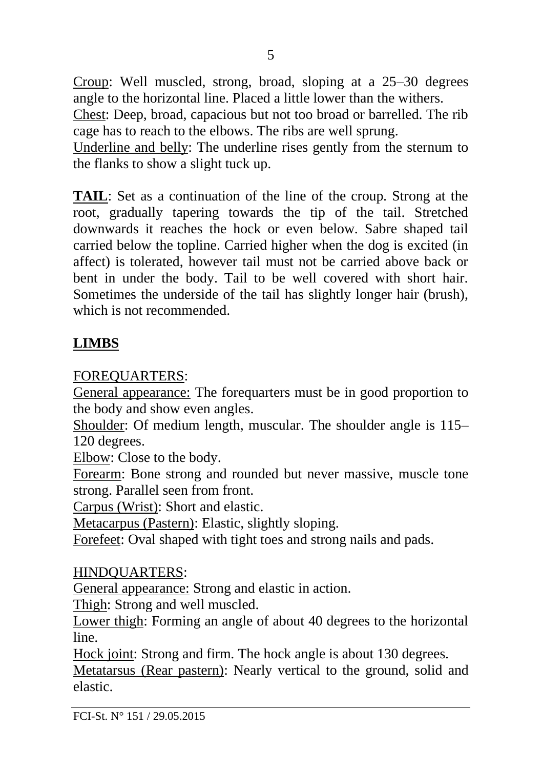Croup: Well muscled, strong, broad, sloping at a 25–30 degrees angle to the horizontal line. Placed a little lower than the withers.
Chest: Deep, broad, capacious but not too broad or barrelled. The rib cage has to reach to the elbows. The ribs are well sprung.
Underline and belly: The underline rises gently from the sternum to the flanks to show a slight tuck up.

**TAIL**: Set as a continuation of the line of the croup. Strong at the root, gradually tapering towards the tip of the tail. Stretched downwards it reaches the hock or even below. Sabre shaped tail carried below the topline. Carried higher when the dog is excited (in affect) is tolerated, however tail must not be carried above back or bent in under the body. Tail to be well covered with short hair. Sometimes the underside of the tail has slightly longer hair (brush), which is not recommended.

## LIMBS

FOREQUARTERS:
General appearance: The forequarters must be in good proportion to the body and show even angles.
Shoulder: Of medium length, muscular. The shoulder angle is 115–120 degrees.
Elbow: Close to the body.
Forearm: Bone strong and rounded but never massive, muscle tone strong. Parallel seen from front.
Carpus (Wrist): Short and elastic.
Metacarpus (Pastern): Elastic, slightly sloping.
Forefeet: Oval shaped with tight toes and strong nails and pads.

HINDQUARTERS:
General appearance: Strong and elastic in action.
Thigh: Strong and well muscled.
Lower thigh: Forming an angle of about 40 degrees to the horizontal line.
Hock joint: Strong and firm. The hock angle is about 130 degrees.
Metatarsus (Rear pastern): Nearly vertical to the ground, solid and elastic.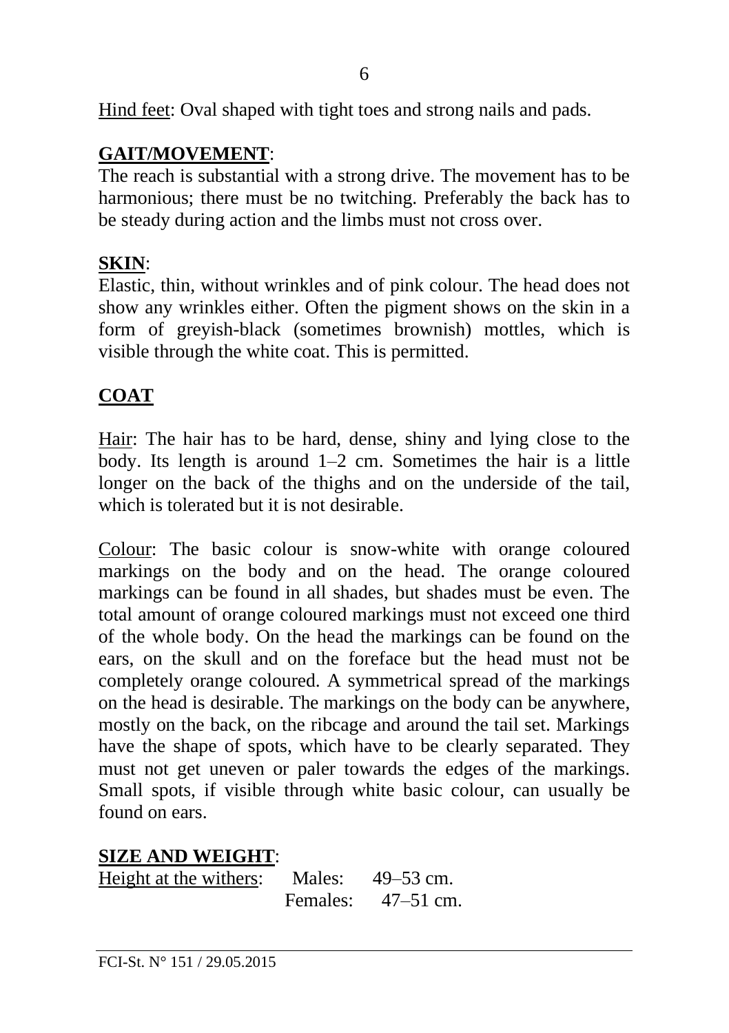Hind feet: Oval shaped with tight toes and strong nails and pads.

## GAIT/MOVEMENT:

The reach is substantial with a strong drive. The movement has to be harmonious; there must be no twitching. Preferably the back has to be steady during action and the limbs must not cross over.

## SKIN:

Elastic, thin, without wrinkles and of pink colour. The head does not show any wrinkles either. Often the pigment shows on the skin in a form of greyish-black (sometimes brownish) mottles, which is visible through the white coat. This is permitted.

## COAT

Hair: The hair has to be hard, dense, shiny and lying close to the body. Its length is around 1–2 cm. Sometimes the hair is a little longer on the back of the thighs and on the underside of the tail, which is tolerated but it is not desirable.

Colour: The basic colour is snow-white with orange coloured markings on the body and on the head. The orange coloured markings can be found in all shades, but shades must be even. The total amount of orange coloured markings must not exceed one third of the whole body. On the head the markings can be found on the ears, on the skull and on the foreface but the head must not be completely orange coloured. A symmetrical spread of the markings on the head is desirable. The markings on the body can be anywhere, mostly on the back, on the ribcage and around the tail set. Markings have the shape of spots, which have to be clearly separated. They must not get uneven or paler towards the edges of the markings. Small spots, if visible through white basic colour, can usually be found on ears.

## SIZE AND WEIGHT:

Height at the withers: Males: 49–53 cm.
Females: 47–51 cm.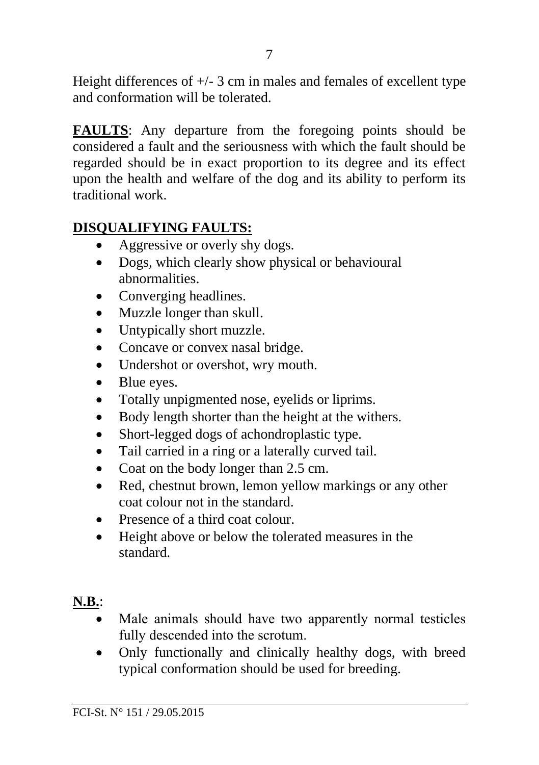Height differences of +/- 3 cm in males and females of excellent type and conformation will be tolerated.

**FAULTS**: Any departure from the foregoing points should be considered a fault and the seriousness with which the fault should be regarded should be in exact proportion to its degree and its effect upon the health and welfare of the dog and its ability to perform its traditional work.

**DISQUALIFYING FAULTS:**

- Aggressive or overly shy dogs.
- Dogs, which clearly show physical or behavioural abnormalities.
- Converging headlines.
- Muzzle longer than skull.
- Untypically short muzzle.
- Concave or convex nasal bridge.
- Undershot or overshot, wry mouth.
- Blue eyes.
- Totally unpigmented nose, eyelids or liprims.
- Body length shorter than the height at the withers.
- Short-legged dogs of achondroplastic type.
- Tail carried in a ring or a laterally curved tail.
- Coat on the body longer than 2.5 cm.
- Red, chestnut brown, lemon yellow markings or any other coat colour not in the standard.
- Presence of a third coat colour.
- Height above or below the tolerated measures in the standard.

**N.B.**:

- Male animals should have two apparently normal testicles fully descended into the scrotum.
- Only functionally and clinically healthy dogs, with breed typical conformation should be used for breeding.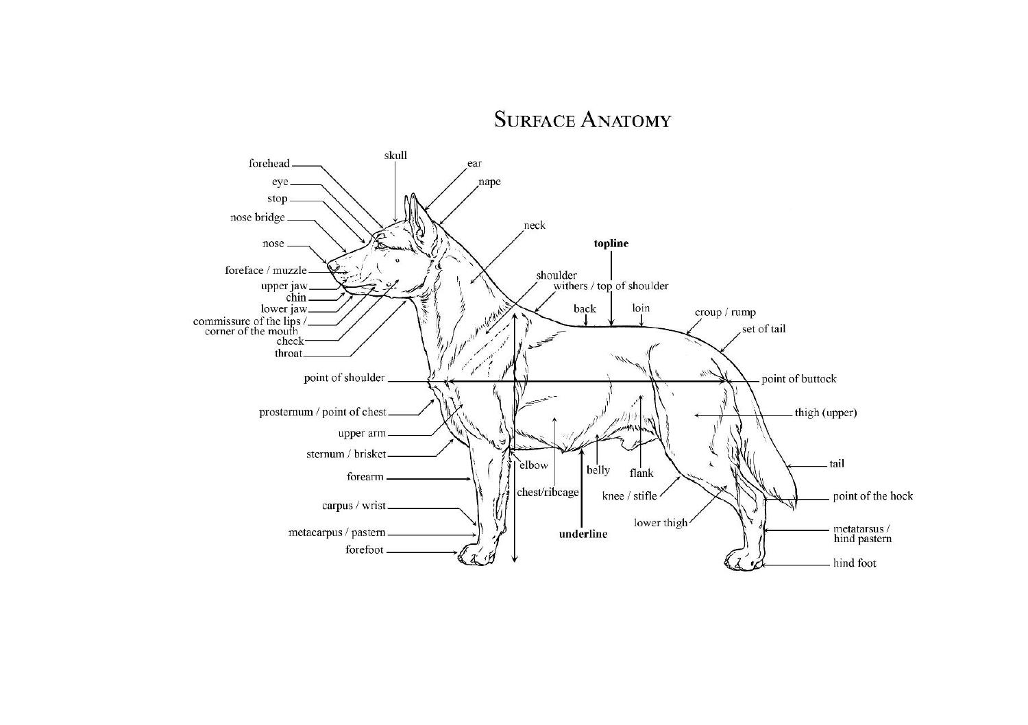# Surface Anatomy

forehead

eye

stop

nose bridge

nose

foreface / muzzle

upper jaw

chin

lower jaw

commissure of the lips / corner of the mouth

cheek

throat

skull

ear

nape

neck

topline

shoulder

withers / top of shoulder

back

loin

croup / rump

set of tail

point of shoulder

point of buttock

prosternum / point of chest

thigh (upper)

upper arm

sternum / brisket

elbow

belly

flank

tail

forearm

chest/ribcage

knee / stifle

point of the hock

carpus / wrist

lower thigh

underline

metacarpus / pastern

metatarsus / hind pastern

forefoot

hind foot